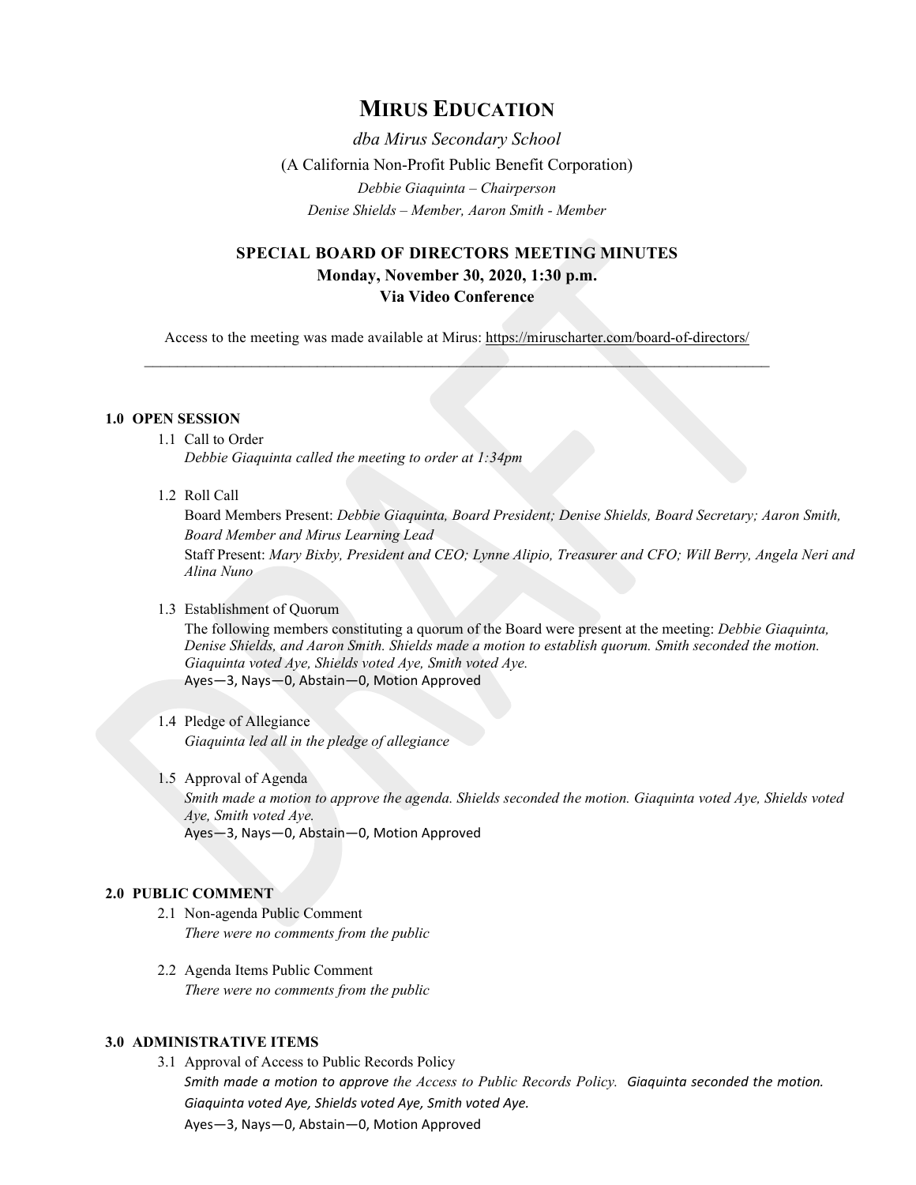# MIRUS EDUCATION

*dba Mirus Secondary School*

(A California Non-Profit Public Benefit Corporation)

*Debbie Giaquinta – Chairperson*

*Denise Shields – Member, Aaron Smith - Member*

## SPECIAL BOARD OF DIRECTORS MEETING MINUTES

**Monday, November 30, 2020, 1:30 p.m.**

**Via Video Conference**

Access to the meeting was made available at Mirus: https://miruscharter.com/board-of-directors/

---

### 1.0 OPEN SESSION

1.1 Call to Order

*Debbie Giaquinta called the meeting to order at 1:34pm*

1.2 Roll Call

Board Members Present: *Debbie Giaquinta, Board President; Denise Shields, Board Secretary; Aaron Smith, Board Member and Mirus Learning Lead*

Staff Present: *Mary Bixby, President and CEO; Lynne Alipio, Treasurer and CFO; Will Berry, Angela Neri and Alina Nuno*

1.3 Establishment of Quorum

The following members constituting a quorum of the Board were present at the meeting: *Debbie Giaquinta, Denise Shields, and Aaron Smith. Shields made a motion to establish quorum. Smith seconded the motion. Giaquinta voted Aye, Shields voted Aye, Smith voted Aye.*

Ayes—3, Nays—0, Abstain—0, Motion Approved

1.4 Pledge of Allegiance

*Giaquinta led all in the pledge of allegiance*

1.5 Approval of Agenda

*Smith made a motion to approve the agenda. Shields seconded the motion. Giaquinta voted Aye, Shields voted Aye, Smith voted Aye.*

Ayes—3, Nays—0, Abstain—0, Motion Approved

### 2.0 PUBLIC COMMENT

2.1 Non-agenda Public Comment

*There were no comments from the public*

2.2 Agenda Items Public Comment

*There were no comments from the public*

### 3.0 ADMINISTRATIVE ITEMS

3.1 Approval of Access to Public Records Policy

*Smith made a motion to approve the Access to Public Records Policy. Giaquinta seconded the motion. Giaquinta voted Aye, Shields voted Aye, Smith voted Aye.*

Ayes—3, Nays—0, Abstain—0, Motion Approved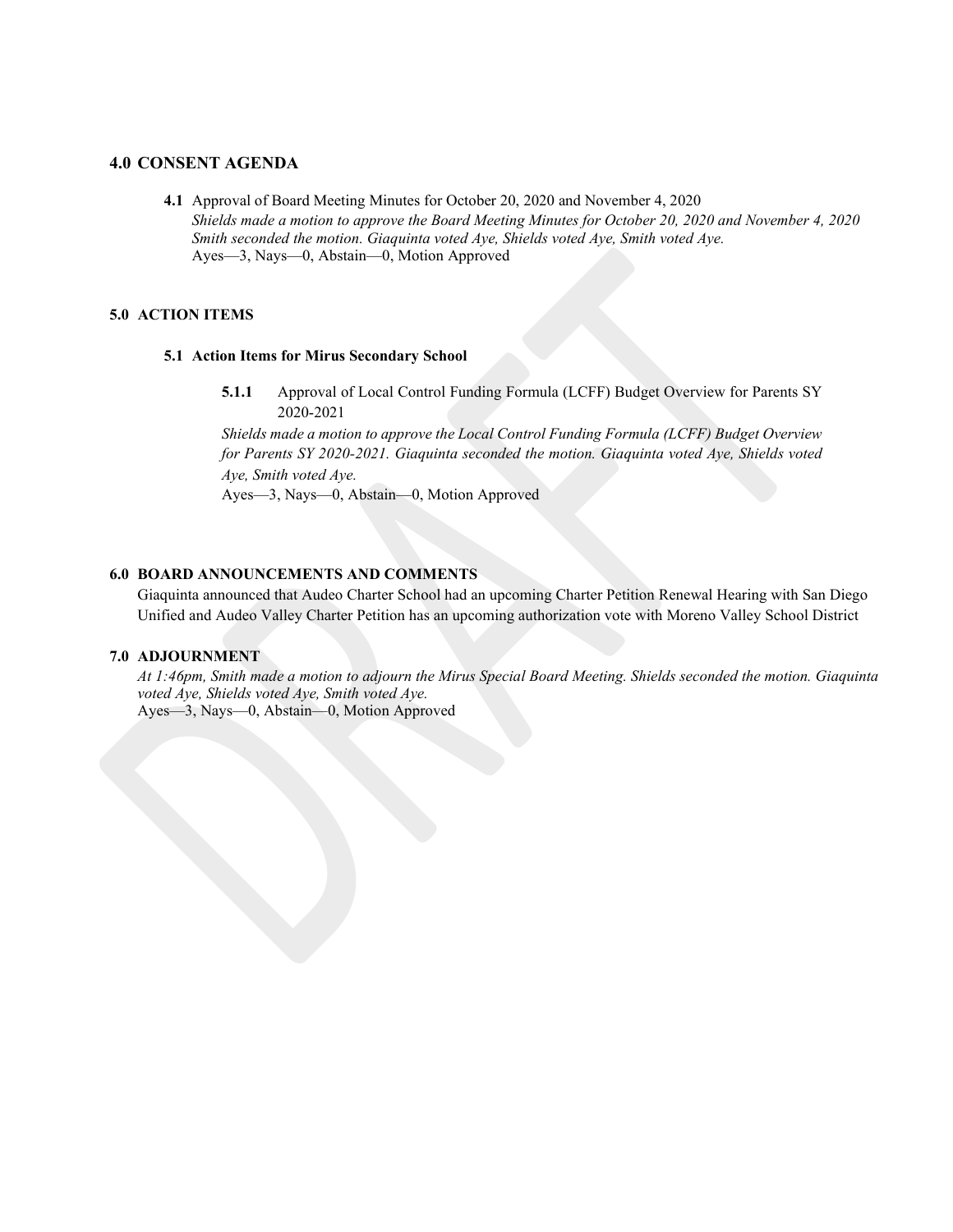## 4.0 CONSENT AGENDA

**4.1** Approval of Board Meeting Minutes for October 20, 2020 and November 4, 2020

*Shields made a motion to approve the Board Meeting Minutes for October 20, 2020 and November 4, 2020 Smith seconded the motion. Giaquinta voted Aye, Shields voted Aye, Smith voted Aye.*

Ayes—3, Nays—0, Abstain—0, Motion Approved

## 5.0 ACTION ITEMS

### 5.1 Action Items for Mirus Secondary School

**5.1.1** Approval of Local Control Funding Formula (LCFF) Budget Overview for Parents SY 2020-2021

*Shields made a motion to approve the Local Control Funding Formula (LCFF) Budget Overview for Parents SY 2020-2021. Giaquinta seconded the motion. Giaquinta voted Aye, Shields voted Aye, Smith voted Aye.*

Ayes—3, Nays—0, Abstain—0, Motion Approved

## 6.0 BOARD ANNOUNCEMENTS AND COMMENTS

Giaquinta announced that Audeo Charter School had an upcoming Charter Petition Renewal Hearing with San Diego Unified and Audeo Valley Charter Petition has an upcoming authorization vote with Moreno Valley School District

## 7.0 ADJOURNMENT

*At 1:46pm, Smith made a motion to adjourn the Mirus Special Board Meeting. Shields seconded the motion. Giaquinta voted Aye, Shields voted Aye, Smith voted Aye.*

Ayes—3, Nays—0, Abstain—0, Motion Approved